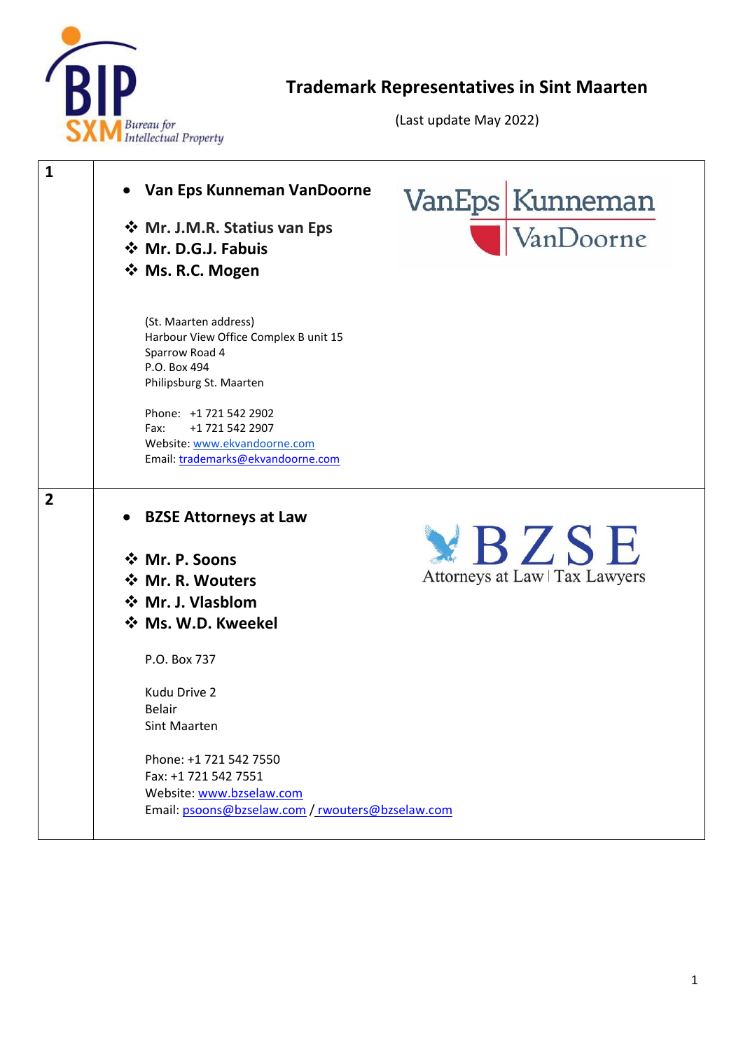# Trademark Representatives in Sint Maarten

(Last update May 2022)

| | |
|---|---|
| 1 | • **Van Eps Kunneman VanDoorne**<br><br>❖ **Mr. J.M.R. Statius van Eps**<br>❖ **Mr. D.G.J. Fabuis**<br>❖ **Ms. R.C. Mogen**<br><br>(St. Maarten address)<br>Harbour View Office Complex B unit 15<br>Sparrow Road 4<br>P.O. Box 494<br>Philipsburg St. Maarten<br><br>Phone: +1 721 542 2902<br>Fax: +1 721 542 2907<br>Website: www.ekvandoorne.com<br>Email: trademarks@ekvandoorne.com |
| 2 | • **BZSE Attorneys at Law**<br><br>❖ **Mr. P. Soons**<br>❖ **Mr. R. Wouters**<br>❖ **Mr. J. Vlasblom**<br>❖ **Ms. W.D. Kweekel**<br><br>P.O. Box 737<br><br>Kudu Drive 2<br>Belair<br>Sint Maarten<br><br>Phone: +1 721 542 7550<br>Fax: +1 721 542 7551<br>Website: www.bzselaw.com<br>Email: psoons@bzselaw.com / rwouters@bzselaw.com |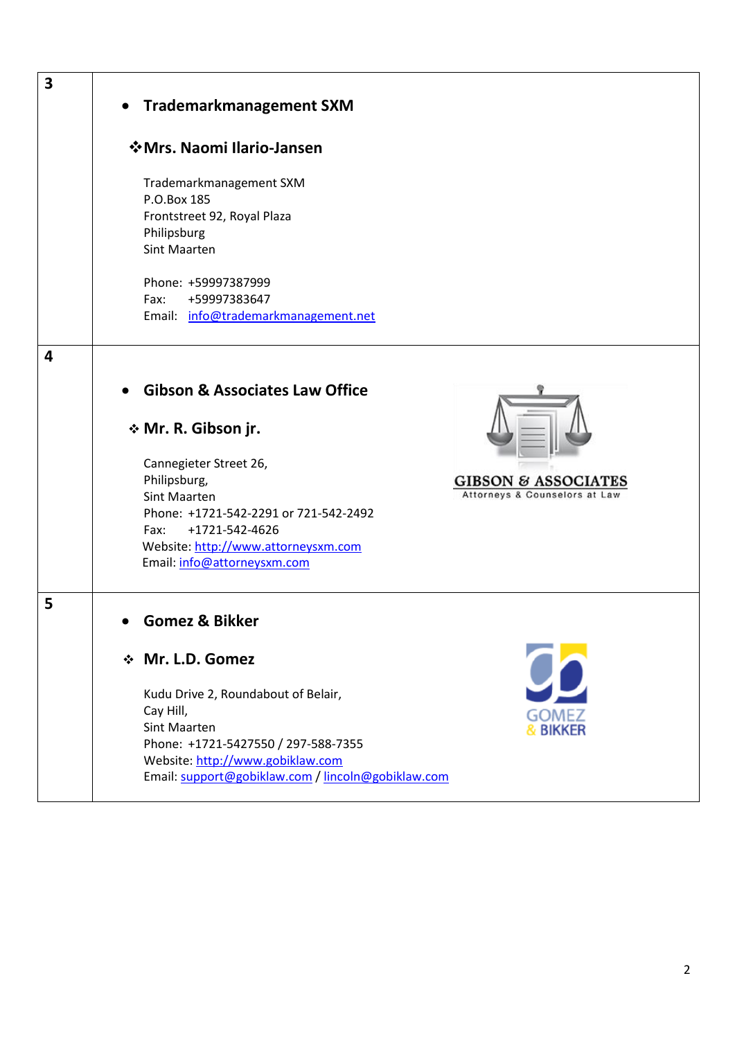| | |
|---|---|
| **3** | • **Trademarkmanagement SXM**<br><br>❖ **Mrs. Naomi Ilario-Jansen**<br><br>Trademarkmanagement SXM<br>P.O.Box 185<br>Frontstreet 92, Royal Plaza<br>Philipsburg<br>Sint Maarten<br><br>Phone: +59997387999<br>Fax: +59997383647<br>Email: info@trademarkmanagement.net |
| **4** | • **Gibson & Associates Law Office**<br><br>❖ **Mr. R. Gibson jr.**<br><br>Cannegieter Street 26,<br>Philipsburg,<br>Sint Maarten<br>Phone: +1721-542-2291 or 721-542-2492<br>Fax: +1721-542-4626<br>Website: http://www.attorneysxm.com<br>Email: info@attorneysxm.com<br><br>GIBSON & ASSOCIATES<br>Attorneys & Counselors at Law |
| **5** | • **Gomez & Bikker**<br><br>❖ **Mr. L.D. Gomez**<br><br>Kudu Drive 2, Roundabout of Belair,<br>Cay Hill,<br>Sint Maarten<br>Phone: +1721-5427550 / 297-588-7355<br>Website: http://www.gobiklaw.com<br>Email: support@gobiklaw.com / lincoln@gobiklaw.com<br><br>GOMEZ<br>& BIKKER |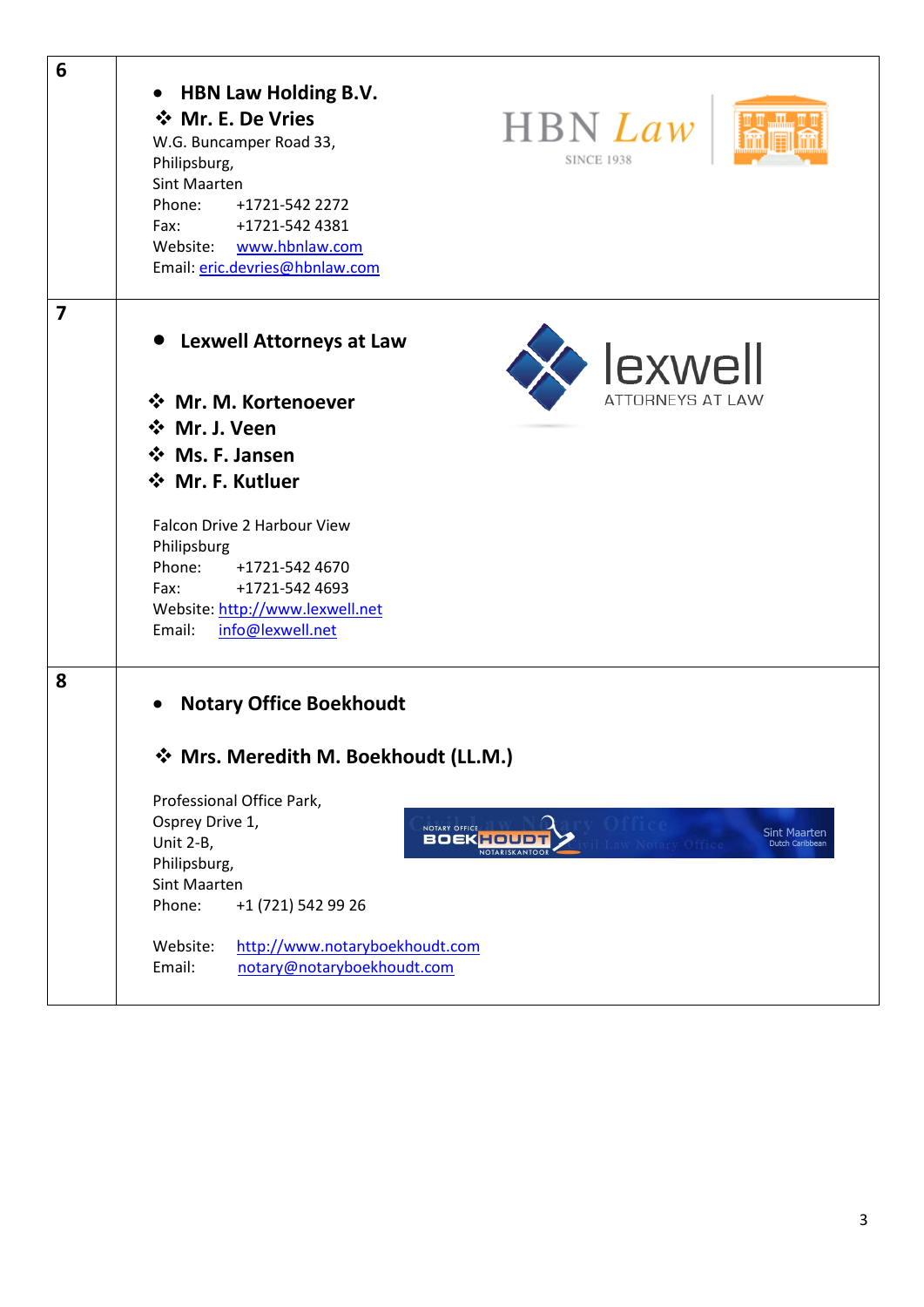| | |
|---|---|
| **6** | • **HBN Law Holding B.V.**<br>❖ **Mr. E. De Vries**<br>W.G. Buncamper Road 33,<br>Philipsburg,<br>Sint Maarten<br>Phone: +1721-542 2272<br>Fax: +1721-542 4381<br>Website: www.hbnlaw.com<br>Email: eric.devries@hbnlaw.com |
| **7** | • **Lexwell Attorneys at Law**<br><br>❖ **Mr. M. Kortenoever**<br>❖ **Mr. J. Veen**<br>❖ **Ms. F. Jansen**<br>❖ **Mr. F. Kutluer**<br><br>Falcon Drive 2 Harbour View<br>Philipsburg<br>Phone: +1721-542 4670<br>Fax: +1721-542 4693<br>Website: http://www.lexwell.net<br>Email: info@lexwell.net |
| **8** | • **Notary Office Boekhoudt**<br><br>❖ **Mrs. Meredith M. Boekhoudt (LL.M.)**<br><br>Professional Office Park,<br>Osprey Drive 1,<br>Unit 2-B,<br>Philipsburg,<br>Sint Maarten<br>Phone: +1 (721) 542 99 26<br><br>Website: http://www.notaryboekhoudt.com<br>Email: notary@notaryboekhoudt.com |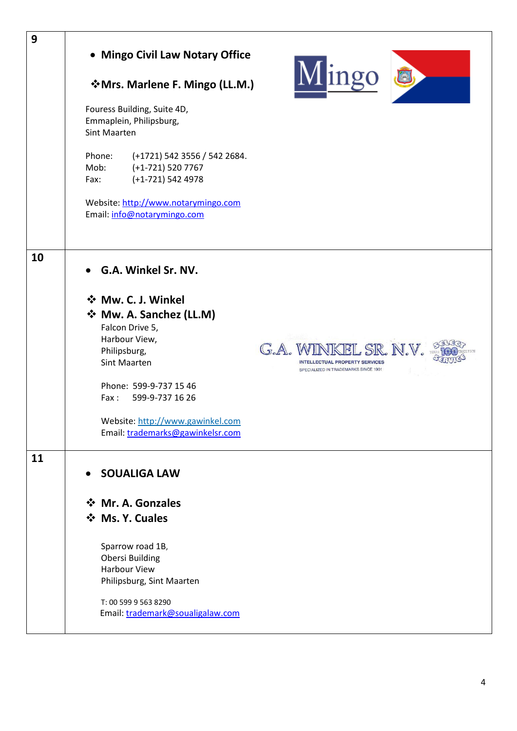| | |
|---|---|
| 9 | • **Mingo Civil Law Notary Office**<br><br>❖ **Mrs. Marlene F. Mingo (LL.M.)**<br><br>Fouress Building, Suite 4D,<br>Emmaplein, Philipsburg,<br>Sint Maarten<br><br>Phone: (+1721) 542 3556 / 542 2684.<br>Mob: (+1-721) 520 7767<br>Fax: (+1-721) 542 4978<br><br>Website: http://www.notarymingo.com<br>Email: info@notarymingo.com |
| 10 | • **G.A. Winkel Sr. NV.**<br><br>❖ **Mw. C. J. Winkel**<br>❖ **Mw. A. Sanchez (LL.M)**<br>Falcon Drive 5,<br>Harbour View,<br>Philipsburg,<br>Sint Maarten<br><br>Phone: 599-9-737 15 46<br>Fax : 599-9-737 16 26<br><br>Website: http://www.gawinkel.com<br>Email: trademarks@gawinkelsr.com |
| 11 | • **SOUALIGA LAW**<br><br>❖ **Mr. A. Gonzales**<br>❖ **Ms. Y. Cuales**<br><br>Sparrow road 1B,<br>Obersi Building<br>Harbour View<br>Philipsburg, Sint Maarten<br><br>T: 00 599 9 563 8290<br>Email: trademark@soualigalaw.com |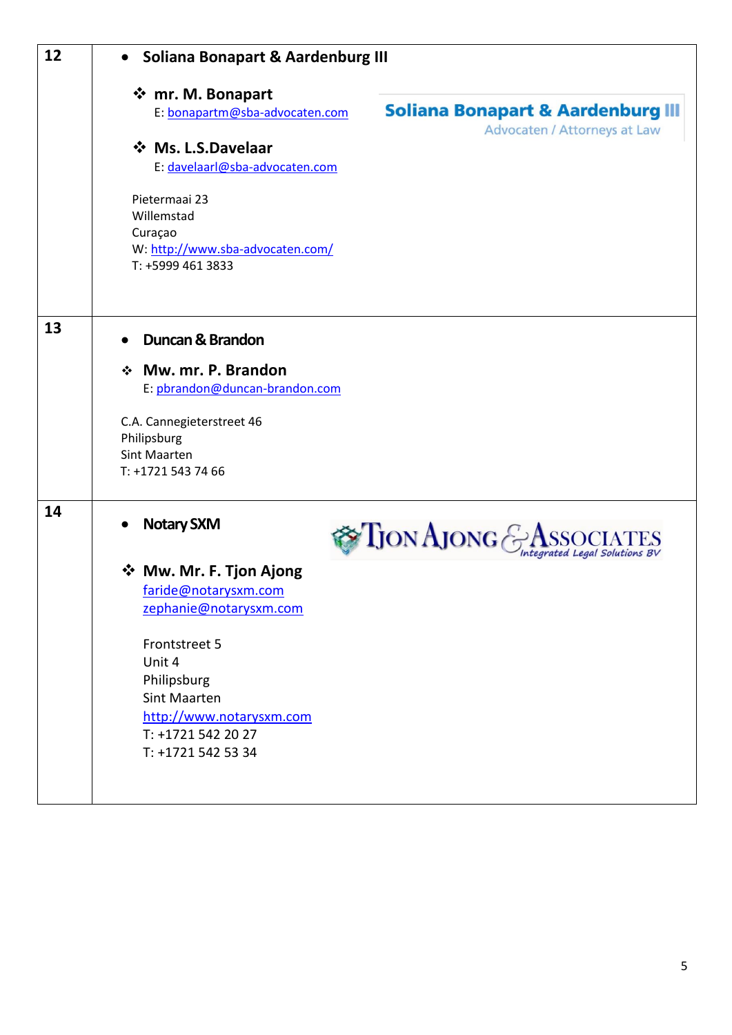| | |
|---|---|
| **12** | • **Soliana Bonapart & Aardenburg III**<br><br>❖ **mr. M. Bonapart**<br>E: bonapartm@sba-advocaten.com<br><br>❖ **Ms. L.S.Davelaar**<br>E: davelaarl@sba-advocaten.com<br><br>Pietermaai 23<br>Willemstad<br>Curaçao<br>W: http://www.sba-advocaten.com/<br>T: +5999 461 3833<br><br>**Soliana Bonapart & Aardenburg III**<br>Advocaten / Attorneys at Law |
| **13** | • **Duncan & Brandon**<br><br>❖ **Mw. mr. P. Brandon**<br>E: pbrandon@duncan-brandon.com<br><br>C.A. Cannegieterstreet 46<br>Philipsburg<br>Sint Maarten<br>T: +1721 543 74 66 |
| **14** | • **Notary SXM**<br><br>**Tjon Ajong & Associates** *Integrated Legal Solutions BV*<br><br>❖ **Mw. Mr. F. Tjon Ajong**<br>faride@notarysxm.com<br>zephanie@notarysxm.com<br><br>Frontstreet 5<br>Unit 4<br>Philipsburg<br>Sint Maarten<br>http://www.notarysxm.com<br>T: +1721 542 20 27<br>T: +1721 542 53 34 |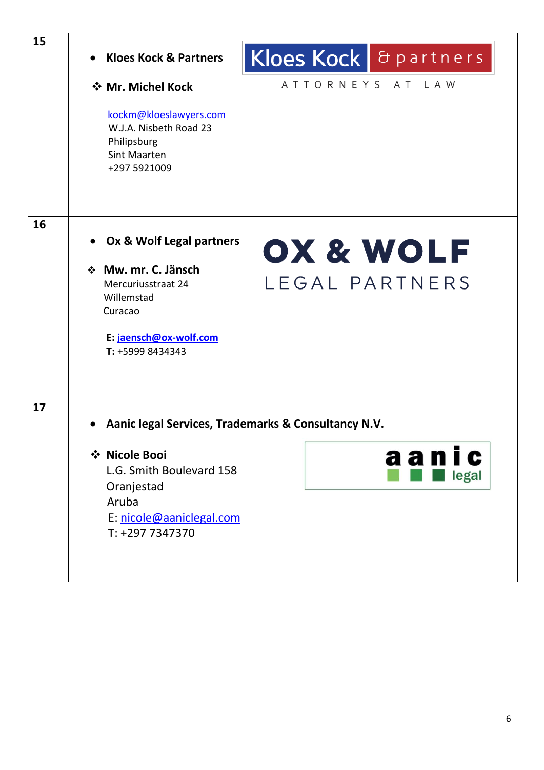| | |
|---|---|
| 15 | • **Kloes Kock & Partners**<br><br>❖ **Mr. Michel Kock**<br><br>kockm@kloeslawyers.com<br>W.J.A. Nisbeth Road 23<br>Philipsburg<br>Sint Maarten<br>+297 5921009<br><br>Kloes Kock & partners<br>ATTORNEYS AT LAW |
| 16 | • **Ox & Wolf Legal partners**<br><br>❖ **Mw. mr. C. Jänsch**<br>Mercuriusstraat 24<br>Willemstad<br>Curacao<br><br>**E:** **jaensch@ox-wolf.com**<br>**T:** +5999 8434343<br><br>OX & WOLF<br>LEGAL PARTNERS |
| 17 | • **Aanic legal Services, Trademarks & Consultancy N.V.**<br><br>❖ **Nicole Booi**<br>L.G. Smith Boulevard 158<br>Oranjestad<br>Aruba<br>E: nicole@aaniclegal.com<br>T: +297 7347370<br><br>aanic legal |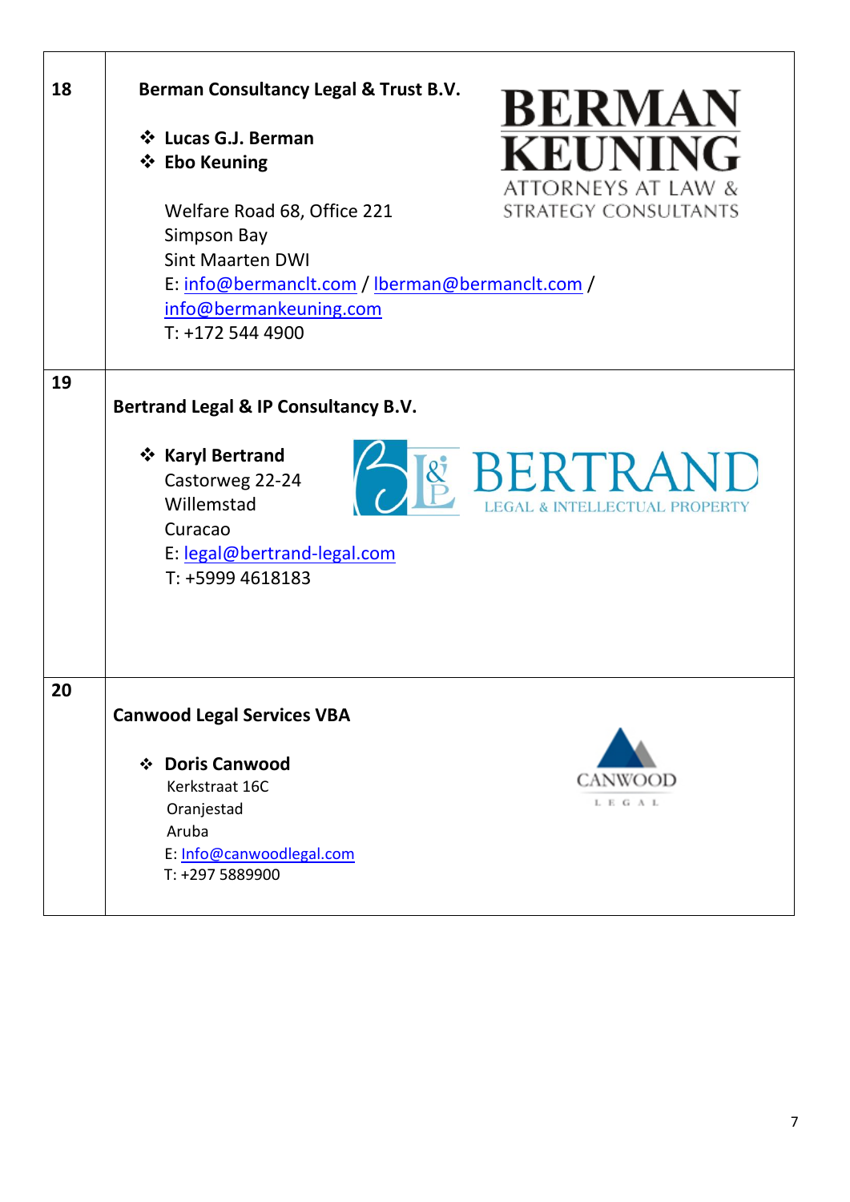| | |
|---|---|
| **18** | **Berman Consultancy Legal & Trust B.V.**<br><br>❖ **Lucas G.J. Berman**<br>❖ **Ebo Keuning**<br><br>Welfare Road 68, Office 221<br>Simpson Bay<br>Sint Maarten DWI<br>E: info@bermanclt.com / lberman@bermanclt.com / info@bermankeuning.com<br>T: +172 544 4900<br><br>BERMAN KEUNING<br>ATTORNEYS AT LAW & STRATEGY CONSULTANTS |
| **19** | **Bertrand Legal & IP Consultancy B.V.**<br><br>❖ **Karyl Bertrand**<br>Castorweg 22-24<br>Willemstad<br>Curacao<br>E: legal@bertrand-legal.com<br>T: +5999 4618183<br><br>BERTRAND<br>LEGAL & INTELLECTUAL PROPERTY |
| **20** | **Canwood Legal Services VBA**<br><br>❖ **Doris Canwood**<br>Kerkstraat 16C<br>Oranjestad<br>Aruba<br>E: Info@canwoodlegal.com<br>T: +297 5889900<br><br>CANWOOD<br>LEGAL |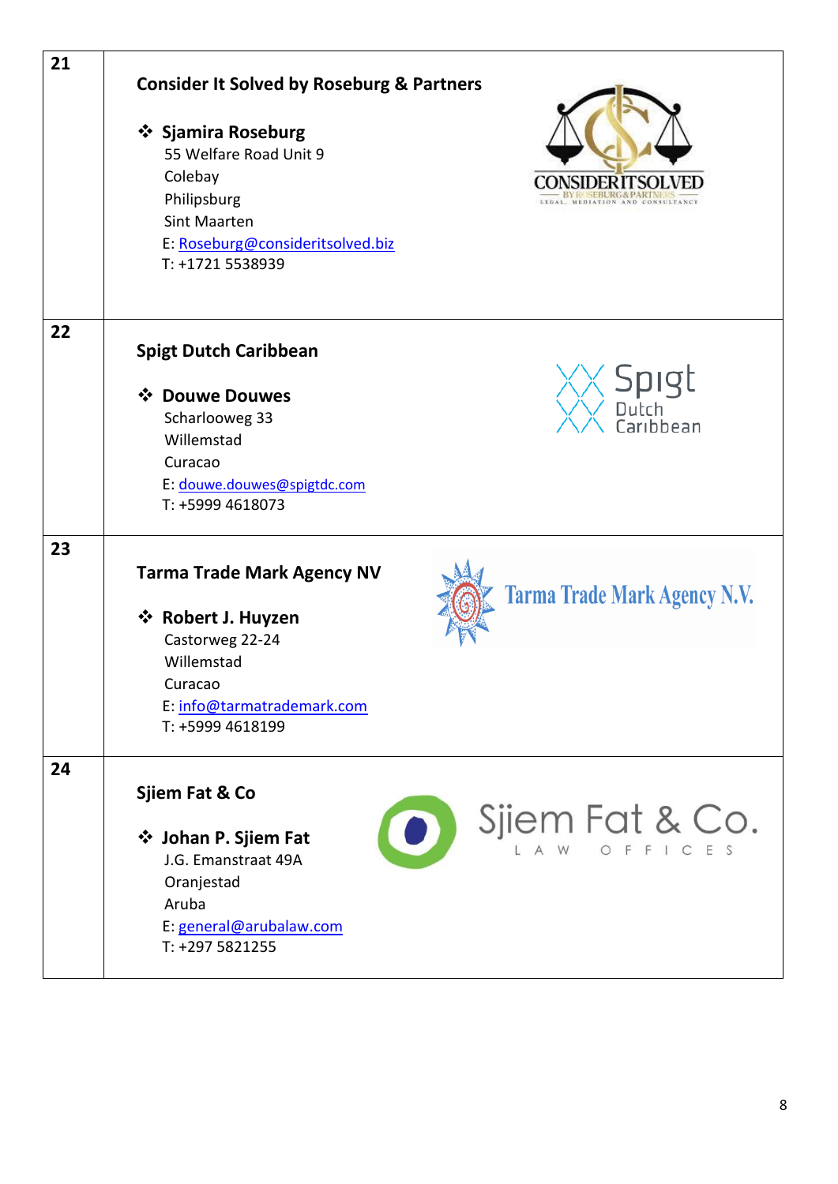| | |
|---|---|
| 21 | **Consider It Solved by Roseburg & Partners**<br><br>❖ **Sjamira Roseburg**<br>55 Welfare Road Unit 9<br>Colebay<br>Philipsburg<br>Sint Maarten<br>E: Roseburg@consideritsolved.biz<br>T: +1721 5538939 |
| 22 | **Spigt Dutch Caribbean**<br><br>❖ **Douwe Douwes**<br>Scharlooweg 33<br>Willemstad<br>Curacao<br>E: douwe.douwes@spigtdc.com<br>T: +5999 4618073 |
| 23 | **Tarma Trade Mark Agency NV**<br><br>❖ **Robert J. Huyzen**<br>Castorweg 22-24<br>Willemstad<br>Curacao<br>E: info@tarmatrademark.com<br>T: +5999 4618199 |
| 24 | **Sjiem Fat & Co**<br><br>❖ **Johan P. Sjiem Fat**<br>J.G. Emanstraat 49A<br>Oranjestad<br>Aruba<br>E: general@arubalaw.com<br>T: +297 5821255 |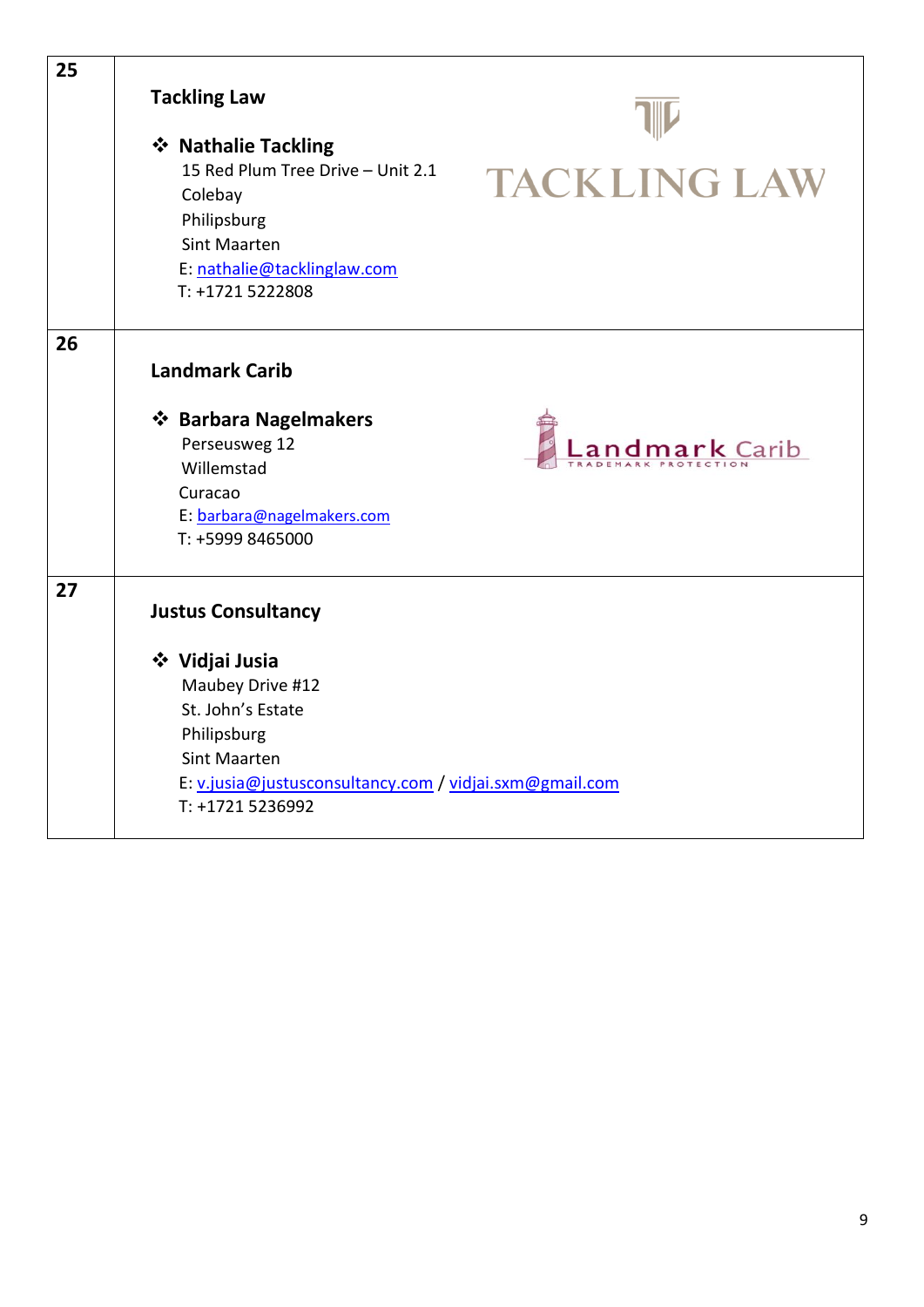| | |
|---|---|
| **25** | **Tackling Law**<br><br>❖ **Nathalie Tackling**<br>15 Red Plum Tree Drive – Unit 2.1<br>Colebay<br>Philipsburg<br>Sint Maarten<br>E: nathalie@tacklinglaw.com<br>T: +1721 5222808<br><br>TACKLING LAW |
| **26** | **Landmark Carib**<br><br>❖ **Barbara Nagelmakers**<br>Perseusweg 12<br>Willemstad<br>Curacao<br>E: barbara@nagelmakers.com<br>T: +5999 8465000<br><br>Landmark Carib<br>TRADEMARK PROTECTION |
| **27** | **Justus Consultancy**<br><br>❖ **Vidjai Jusia**<br>Maubey Drive #12<br>St. John's Estate<br>Philipsburg<br>Sint Maarten<br>E: v.jusia@justusconsultancy.com / vidjai.sxm@gmail.com<br>T: +1721 5236992 |